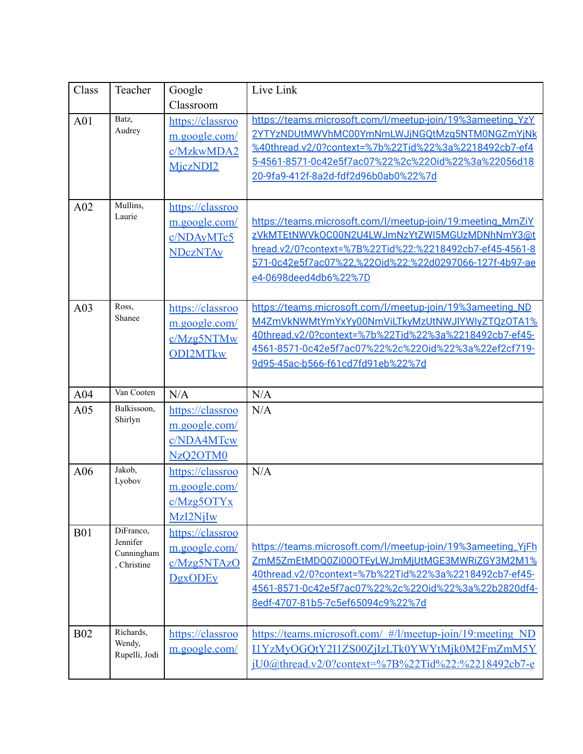| Class | Teacher | Google Classroom | Live Link |
|---|---|---|---|
| A01 | Batz, Audrey | https://classroom.google.com/c/MzkwMDA2MjczNDI2 | https://teams.microsoft.com/l/meetup-join/19%3ameeting_YzY2YTYzNDUtMWVhMC00YmNmLWJjNGQtMzg5NTM0NGZmYjNk%40thread.v2/0?context=%7b%22Tid%22%3a%2218492cb7-ef45-4561-8571-0c42e5f7ac07%22%2c%22Oid%22%3a%22056d1820-9fa9-412f-8a2d-fdf2d96b0ab0%22%7d |
| A02 | Mullins, Laurie | https://classroom.google.com/c/NDAyMTc5NDczNTAy | https://teams.microsoft.com/l/meetup-join/19:meeting_MmZiYzVkMTEtNWVkOC00N2U4LWJmNzYtZWI5MGUzMDNhNmY3@thread.v2/0?context=%7B%22Tid%22:%2218492cb7-ef45-4561-8571-0c42e5f7ac07%22,%22Oid%22:%22d0297066-127f-4b97-aee4-0698deed4db6%22%7D |
| A03 | Ross, Shanee | https://classroom.google.com/c/Mzg5NTMwODI2MTkw | https://teams.microsoft.com/l/meetup-join/19%3ameeting_NDM4ZmVkNWMtYmYxYy00NmViLTkyMzUtNWJlYWIyZTQzOTA1%40thread.v2/0?context=%7b%22Tid%22%3a%2218492cb7-ef45-4561-8571-0c42e5f7ac07%22%2c%22Oid%22%3a%22ef2cf719-9d95-45ac-b566-f61cd7fd91eb%22%7d |
| A04 | Van Cooten | N/A | N/A |
| A05 | Balkissoon, Shirlyn | https://classroom.google.com/c/NDA4MTcwNzQ2OTM0 | N/A |
| A06 | Jakob, Lyobov | https://classroom.google.com/c/Mzg5OTYxMzI2NjIw | N/A |
| B01 | DiFranco, Jennifer Cunningham, Christine | https://classroom.google.com/c/Mzg5NTAzODgxODEy | https://teams.microsoft.com/l/meetup-join/19%3ameeting_YjFhZmM5ZmEtMDQ0Zi00OTEyLWJmMjUtMGE3MWRiZGY3M2M1%40thread.v2/0?context=%7b%22Tid%22%3a%2218492cb7-ef45-4561-8571-0c42e5f7ac07%22%2c%22Oid%22%3a%22b2820df4-8edf-4707-81b5-7c5ef65094c9%22%7d |
| B02 | Richards, Wendy, Rupelli, Jodi | https://classroom.google.com/ | https://teams.microsoft.com/_#/l/meetup-join/19:meeting_NDI1YzMyOGQtY2I1ZS00ZjIzLTk0YWYtMjk0M2FmZmM5YjU0@thread.v2/0?context=%7B%22Tid%22:%2218492cb7-e |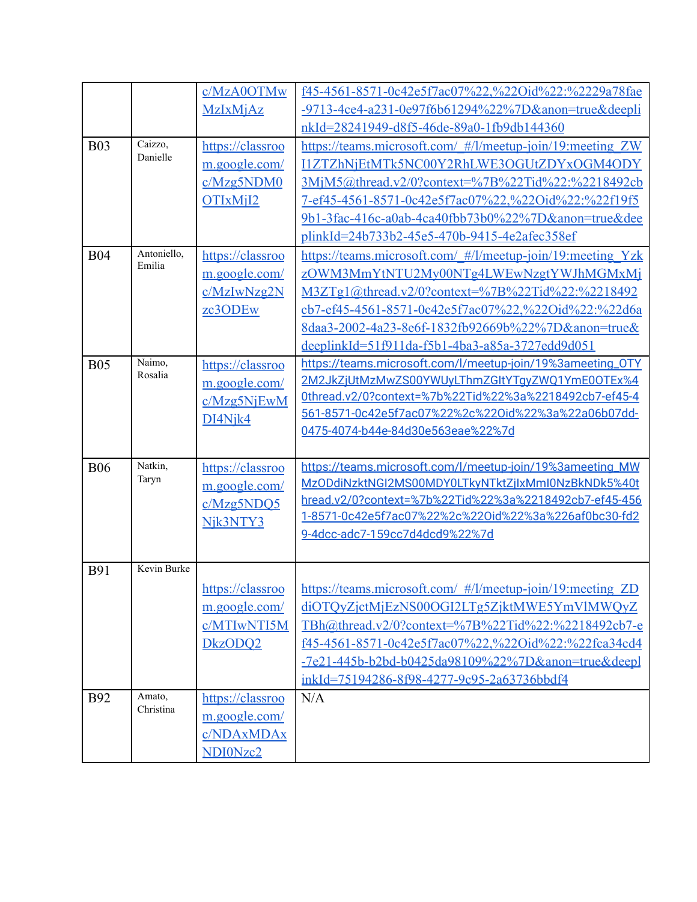| | | | |
|---|---|---|---|
| | | c/MzA0OTMwMzIxMjAz | f45-4561-8571-0c42e5f7ac07%22,%22Oid%22:%2229a78fae-9713-4ce4-a231-0e97f6b61294%22%7D&anon=true&deeplinkId=28241949-d8f5-46de-89a0-1fb9db144360 |
| B03 | Caizzo, Danielle | https://classroom.google.com/c/Mzg5NDM0OTIxMjI2 | https://teams.microsoft.com/_#/l/meetup-join/19:meeting_ZWI1ZTZhNjEtMTk5NC00Y2RhLWE3OGUtZDYxOGM4ODY3MjM5@thread.v2/0?context=%7B%22Tid%22:%2218492cb7-ef45-4561-8571-0c42e5f7ac07%22,%22Oid%22:%22f19f59b1-3fac-416c-a0ab-4ca40fbb73b0%22%7D&anon=true&deeplinkId=24b733b2-45e5-470b-9415-4e2afec358ef |
| B04 | Antoniello, Emilia | https://classroom.google.com/c/MzIwNzg2Nzc3ODEw | https://teams.microsoft.com/_#/l/meetup-join/19:meeting_YzkzOWM3MmYtNTU2My00NTg4LWEwNzgtYWJhMGMxMjM3ZTg1@thread.v2/0?context=%7B%22Tid%22:%2218492cb7-ef45-4561-8571-0c42e5f7ac07%22,%22Oid%22:%22d6a8daa3-2002-4a23-8e6f-1832fb92669b%22%7D&anon=true&deeplinkId=51f911da-f5b1-4ba3-a85a-3727edd9d051 |
| B05 | Naimo, Rosalia | https://classroom.google.com/c/Mzg5NjEwMDI4Njk4 | https://teams.microsoft.com/l/meetup-join/19%3ameeting_OTY2M2JkZjUtMzMwZS00YWUyLThmZGItYTgyZWQ1YmE0OTEx%40thread.v2/0?context=%7b%22Tid%22%3a%2218492cb7-ef45-4561-8571-0c42e5f7ac07%22%2c%22Oid%22%3a%22a06b07dd-0475-4074-b44e-84d30e563eae%22%7d |
| B06 | Natkin, Taryn | https://classroom.google.com/c/Mzg5NDQ5Njk3NTY3 | https://teams.microsoft.com/l/meetup-join/19%3ameeting_MWMzODdiNzktNGI2MS00MDY0LTkyNTktZjIxMmI0NzBkNDk5%40thread.v2/0?context=%7b%22Tid%22%3a%2218492cb7-ef45-4561-8571-0c42e5f7ac07%22%2c%22Oid%22%3a%226af0bc30-fd29-4dcc-adc7-159cc7d4dcd9%22%7d |
| B91 | Kevin Burke | https://classroom.google.com/c/MTIwNTI5MDkzODQ2 | https://teams.microsoft.com/_#/l/meetup-join/19:meeting_ZDdiOTQyZjctMjEzNS00OGI2LTg5ZjktMWE5YmVlMWQyZTBh@thread.v2/0?context=%7B%22Tid%22:%2218492cb7-ef45-4561-8571-0c42e5f7ac07%22,%22Oid%22:%22fca34cd4-7e21-445b-b2bd-b0425da98109%22%7D&anon=true&deeplinkId=75194286-8f98-4277-9c95-2a63736bbdf4 |
| B92 | Amato, Christina | https://classroom.google.com/c/NDAxMDAxNDI0Nzc2 | N/A |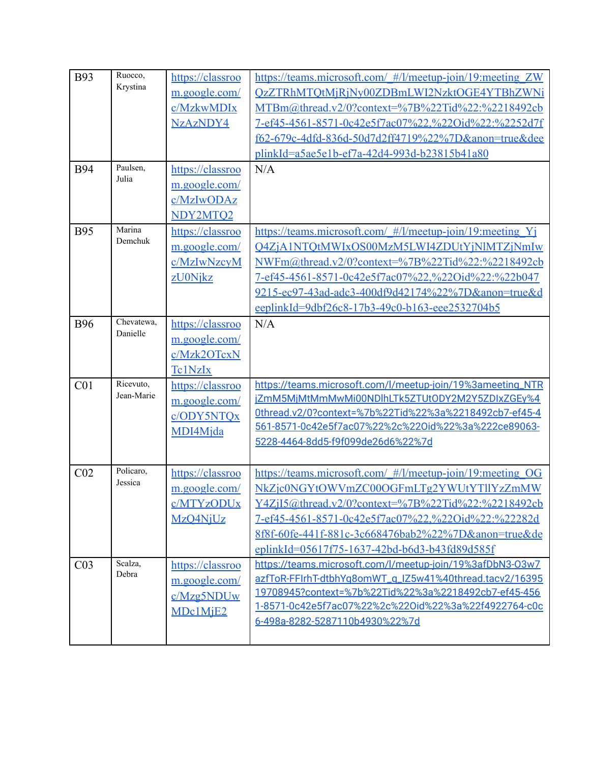| B93 | Ruocco, Krystina | https://classroom.google.com/c/MzkwMDIxNzAzNDY4 | https://teams.microsoft.com/_#/l/meetup-join/19:meeting_ZWQzZTRhMTQtMjRjNy00ZDBmLWI2NzktOGE4YTBhZWNiMTBm@thread.v2/0?context=%7B%22Tid%22:%2218492cb7-ef45-4561-8571-0c42e5f7ac07%22,%22Oid%22:%2252d7ff62-679c-4dfd-836d-50d7d2ff4719%22%7D&anon=true&deeplinkId=a5ae5e1b-ef7a-42d4-993d-b23815b41a80 |
|---|---|---|---|
| B94 | Paulsen, Julia | https://classroom.google.com/c/MzIwODAzNDY2MTQ2 | N/A |
| B95 | Marina Demchuk | https://classroom.google.com/c/MzIwNzcyMzU0Njkz | https://teams.microsoft.com/_#/l/meetup-join/19:meeting_YjQ4ZjA1NTQtMWIxOS00MzM5LWI4ZDUtYjNlMTZjNmIwNWFm@thread.v2/0?context=%7B%22Tid%22:%2218492cb7-ef45-4561-8571-0c42e5f7ac07%22,%22Oid%22:%22b0479215-ec97-43ad-adc3-400df9d42174%22%7D&anon=true&deeplinkId=9dbf26c8-17b3-49c0-b163-eee2532704b5 |
| B96 | Chevatewa, Danielle | https://classroom.google.com/c/Mzk2OTcxNTc1NzIx | N/A |
| C01 | Ricevuto, Jean-Marie | https://classroom.google.com/c/ODY5NTQxMDI4Mjda | https://teams.microsoft.com/l/meetup-join/19%3ameeting_NTRjZmM5MjMtMmMwMi00NDlhLTk5ZTUtODY2M2Y5ZDIxZGEy%40thread.v2/0?context=%7b%22Tid%22%3a%2218492cb7-ef45-4561-8571-0c42e5f7ac07%22%2c%22Oid%22%3a%222ce89063-5228-4464-8dd5-f9f099de26d6%22%7d |
| C02 | Policaro, Jessica | https://classroom.google.com/c/MTYzODUxMzQ4NjUz | https://teams.microsoft.com/_#/l/meetup-join/19:meeting_OGNkZjc0NGYtOWVmZC00OGFmLTg2YWUtYTllYzZmMWY4ZjI5@thread.v2/0?context=%7B%22Tid%22:%2218492cb7-ef45-4561-8571-0c42e5f7ac07%22,%22Oid%22:%22282d8f8f-60fe-441f-881c-3c668476bab2%22%7D&anon=true&deeplinkId=05617f75-1637-42bd-b6d3-b43fd89d585f |
| C03 | Scalza, Debra | https://classroom.google.com/c/Mzg5NDUwMDc1MjE2 | https://teams.microsoft.com/l/meetup-join/19%3afDbN3-O3w7azfToR-FFIrhT-dtbhYq8omWT_q_lZ5w41%40thread.tacv2/1639519708945?context=%7b%22Tid%22%3a%2218492cb7-ef45-4561-8571-0c42e5f7ac07%22%2c%22Oid%22%3a%22f4922764-c0c6-498a-8282-5287110b4930%22%7d |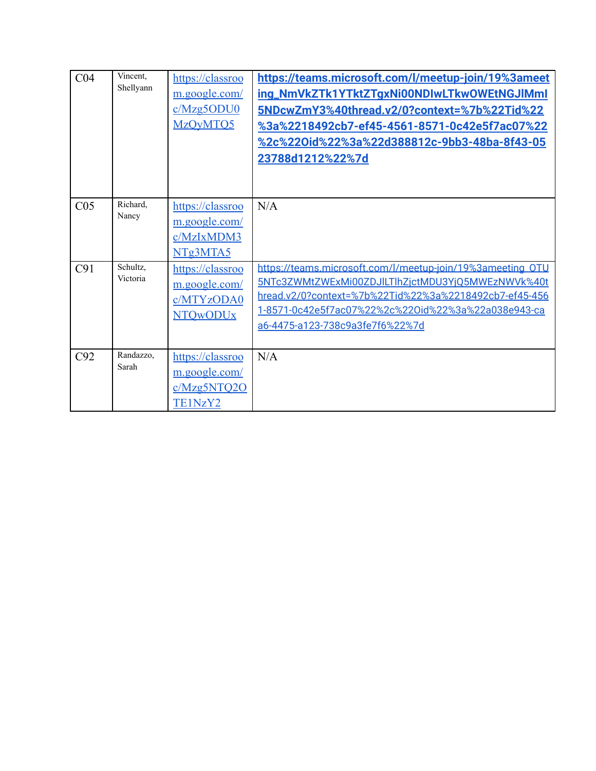| | | | |
|---|---|---|---|
| C04 | Vincent, Shellyann | https://classroom.google.com/c/Mzg5ODU0MzQyMTQ5 | **https://teams.microsoft.com/l/meetup-join/19%3ameeting_NmVkZTk1YTktZTgxNi00NDIwLTkwOWEtNGJlMmI5NDcwZmY3%40thread.v2/0?context=%7b%22Tid%22%3a%2218492cb7-ef45-4561-8571-0c42e5f7ac07%22%2c%22Oid%22%3a%22d388812c-9bb3-48ba-8f43-0523788d1212%22%7d** |
| C05 | Richard, Nancy | https://classroom.google.com/c/MzIxMDM3NTg3MTA5 | N/A |
| C91 | Schultz, Victoria | https://classroom.google.com/c/MTYzODA0NTQwODUx | https://teams.microsoft.com/l/meetup-join/19%3ameeting_OTU5NTc3ZWMtZWExMi00ZDJlLTlhZjctMDU3YjQ5MWEzNWVk%40thread.v2/0?context=%7b%22Tid%22%3a%2218492cb7-ef45-4561-8571-0c42e5f7ac07%22%2c%22Oid%22%3a%22a038e943-caa6-4475-a123-738c9a3fe7f6%22%7d |
| C92 | Randazzo, Sarah | https://classroom.google.com/c/Mzg5NTQ2OTE1NzY2 | N/A |